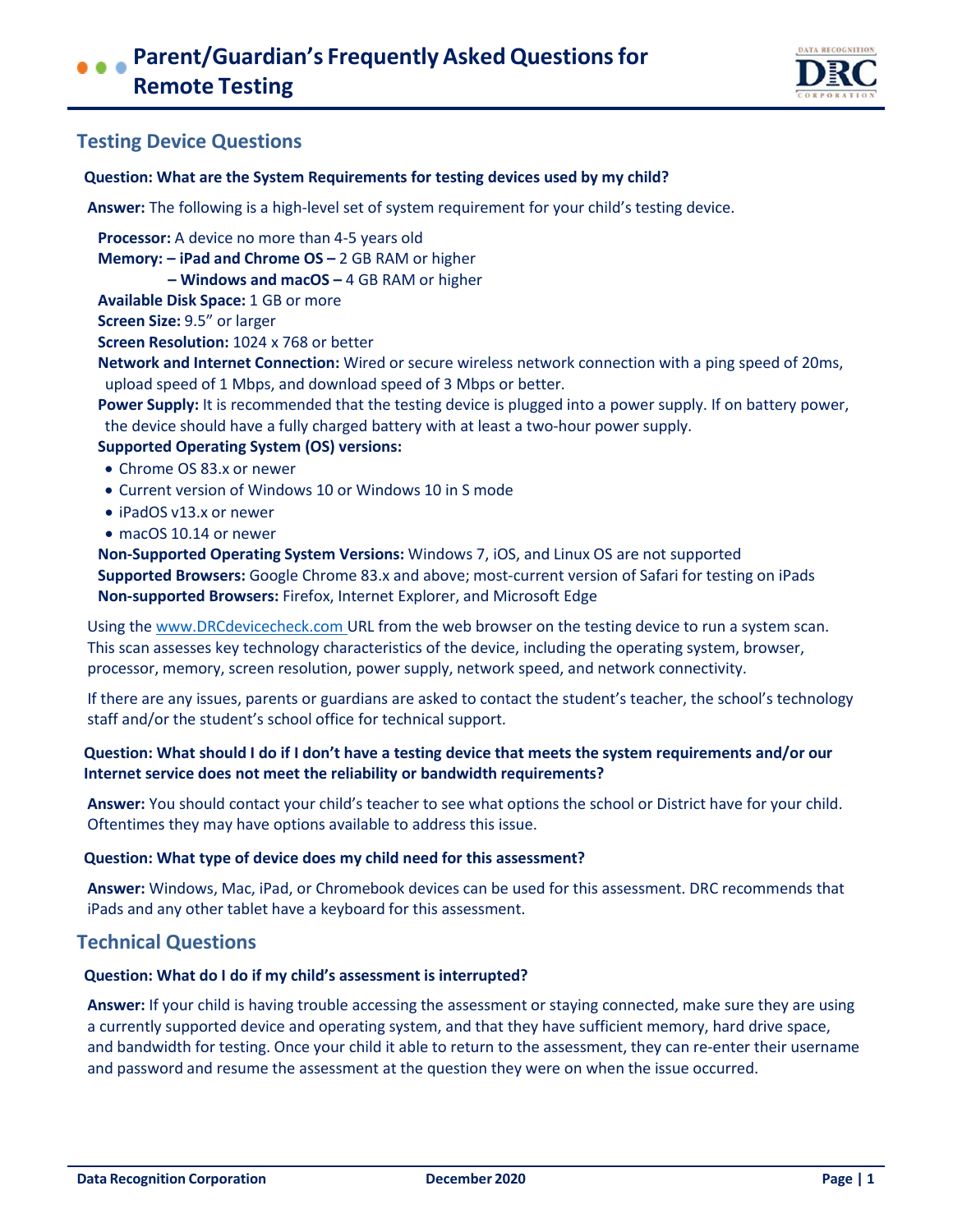# Parent/Guardian's Frequently Asked Questions for Remote Testing

## Testing Device Questions

**Question: What are the System Requirements for testing devices used by my child?**

**Answer:** The following is a high-level set of system requirement for your child's testing device.

**Processor:** A device no more than 4-5 years old
**Memory: – iPad and Chrome OS –** 2 GB RAM or higher
**– Windows and macOS –** 4 GB RAM or higher
**Available Disk Space:** 1 GB or more
**Screen Size:** 9.5" or larger
**Screen Resolution:** 1024 x 768 or better
**Network and Internet Connection:** Wired or secure wireless network connection with a ping speed of 20ms, upload speed of 1 Mbps, and download speed of 3 Mbps or better.
**Power Supply:** It is recommended that the testing device is plugged into a power supply. If on battery power, the device should have a fully charged battery with at least a two-hour power supply.
**Supported Operating System (OS) versions:**

- Chrome OS 83.x or newer
- Current version of Windows 10 or Windows 10 in S mode
- iPadOS v13.x or newer
- macOS 10.14 or newer

**Non-Supported Operating System Versions:** Windows 7, iOS, and Linux OS are not supported
**Supported Browsers:** Google Chrome 83.x and above; most-current version of Safari for testing on iPads
**Non-supported Browsers:** Firefox, Internet Explorer, and Microsoft Edge

Using the www.DRCdevicecheck.com URL from the web browser on the testing device to run a system scan. This scan assesses key technology characteristics of the device, including the operating system, browser, processor, memory, screen resolution, power supply, network speed, and network connectivity.

If there are any issues, parents or guardians are asked to contact the student's teacher, the school's technology staff and/or the student's school office for technical support.

**Question: What should I do if I don't have a testing device that meets the system requirements and/or our Internet service does not meet the reliability or bandwidth requirements?**

**Answer:** You should contact your child's teacher to see what options the school or District have for your child. Oftentimes they may have options available to address this issue.

**Question: What type of device does my child need for this assessment?**

**Answer:** Windows, Mac, iPad, or Chromebook devices can be used for this assessment. DRC recommends that iPads and any other tablet have a keyboard for this assessment.

## Technical Questions

**Question: What do I do if my child's assessment is interrupted?**

**Answer:** If your child is having trouble accessing the assessment or staying connected, make sure they are using a currently supported device and operating system, and that they have sufficient memory, hard drive space, and bandwidth for testing. Once your child it able to return to the assessment, they can re-enter their username and password and resume the assessment at the question they were on when the issue occurred.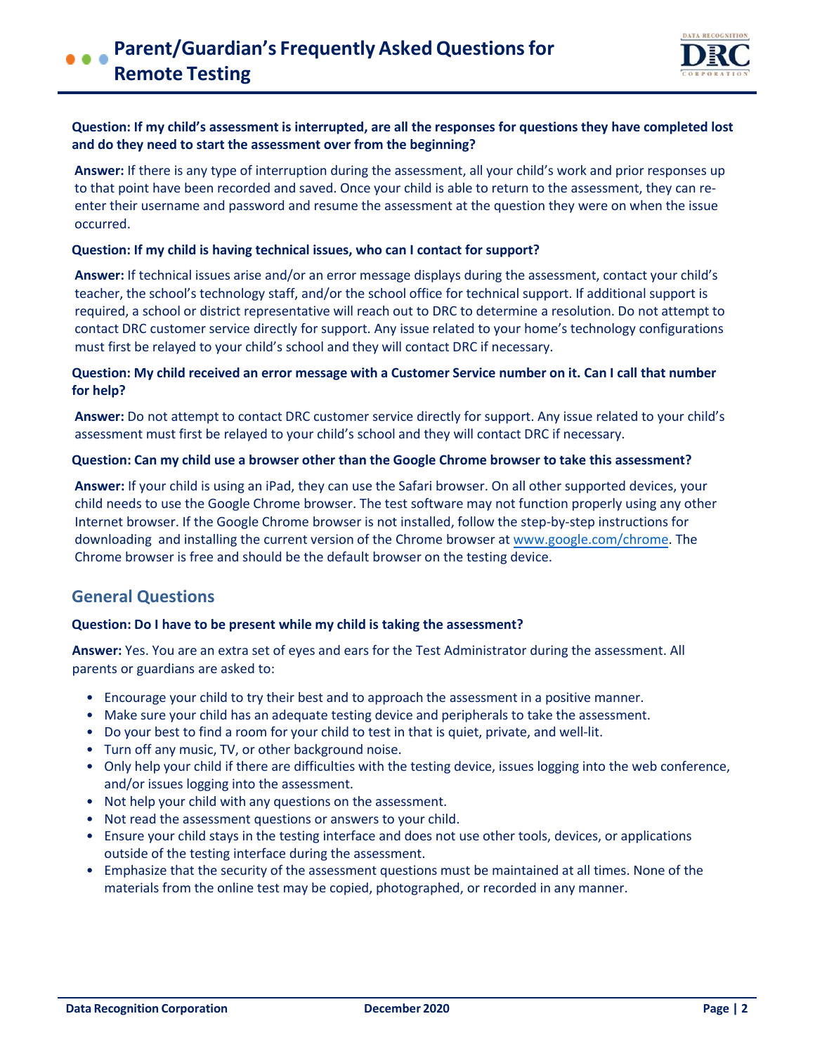**Question: If my child's assessment is interrupted, are all the responses for questions they have completed lost and do they need to start the assessment over from the beginning?**

**Answer:** If there is any type of interruption during the assessment, all your child's work and prior responses up to that point have been recorded and saved. Once your child is able to return to the assessment, they can re-enter their username and password and resume the assessment at the question they were on when the issue occurred.

**Question: If my child is having technical issues, who can I contact for support?**

**Answer:** If technical issues arise and/or an error message displays during the assessment, contact your child's teacher, the school's technology staff, and/or the school office for technical support. If additional support is required, a school or district representative will reach out to DRC to determine a resolution. Do not attempt to contact DRC customer service directly for support. Any issue related to your home's technology configurations must first be relayed to your child's school and they will contact DRC if necessary.

**Question: My child received an error message with a Customer Service number on it. Can I call that number for help?**

**Answer:** Do not attempt to contact DRC customer service directly for support. Any issue related to your child's assessment must first be relayed to your child's school and they will contact DRC if necessary.

**Question: Can my child use a browser other than the Google Chrome browser to take this assessment?**

**Answer:** If your child is using an iPad, they can use the Safari browser. On all other supported devices, your child needs to use the Google Chrome browser. The test software may not function properly using any other Internet browser. If the Google Chrome browser is not installed, follow the step-by-step instructions for downloading and installing the current version of the Chrome browser at www.google.com/chrome. The Chrome browser is free and should be the default browser on the testing device.

## General Questions

**Question: Do I have to be present while my child is taking the assessment?**

**Answer:** Yes. You are an extra set of eyes and ears for the Test Administrator during the assessment. All parents or guardians are asked to:

- Encourage your child to try their best and to approach the assessment in a positive manner.
- Make sure your child has an adequate testing device and peripherals to take the assessment.
- Do your best to find a room for your child to test in that is quiet, private, and well-lit.
- Turn off any music, TV, or other background noise.
- Only help your child if there are difficulties with the testing device, issues logging into the web conference, and/or issues logging into the assessment.
- Not help your child with any questions on the assessment.
- Not read the assessment questions or answers to your child.
- Ensure your child stays in the testing interface and does not use other tools, devices, or applications outside of the testing interface during the assessment.
- Emphasize that the security of the assessment questions must be maintained at all times. None of the materials from the online test may be copied, photographed, or recorded in any manner.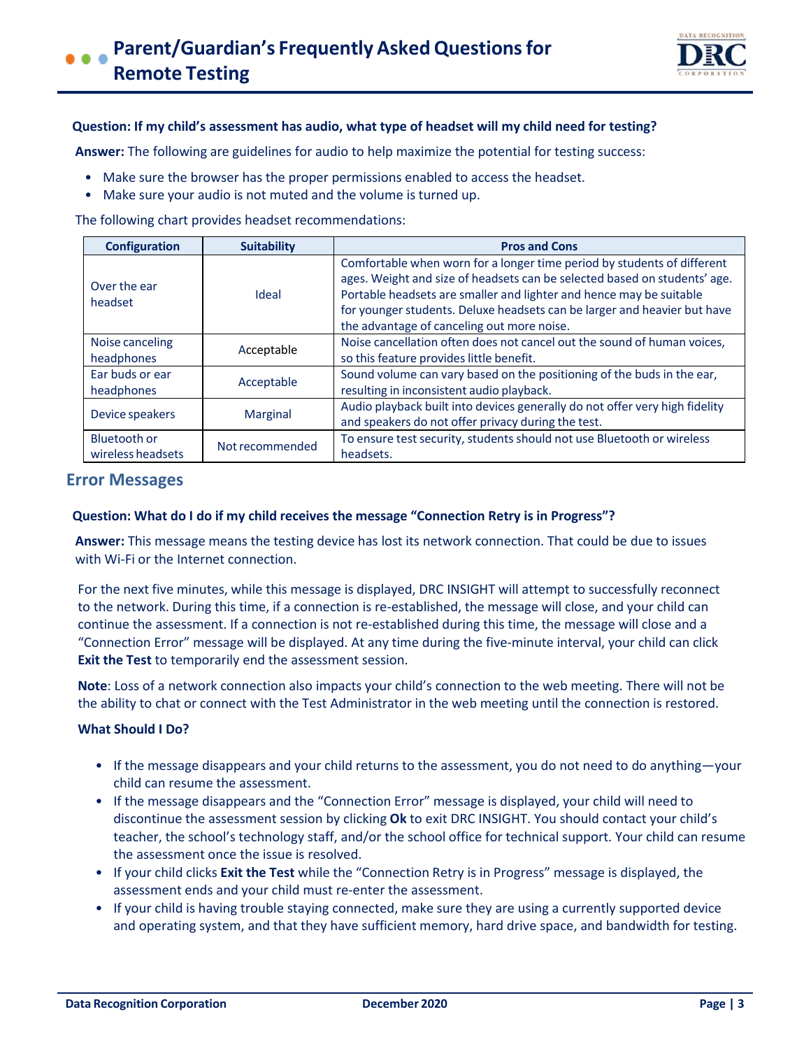**Question: If my child's assessment has audio, what type of headset will my child need for testing?**

**Answer:** The following are guidelines for audio to help maximize the potential for testing success:

- Make sure the browser has the proper permissions enabled to access the headset.
- Make sure your audio is not muted and the volume is turned up.

The following chart provides headset recommendations:

| Configuration | Suitability | Pros and Cons |
|---|---|---|
| Over the ear headset | Ideal | Comfortable when worn for a longer time period by students of different ages. Weight and size of headsets can be selected based on students' age. Portable headsets are smaller and lighter and hence may be suitable for younger students. Deluxe headsets can be larger and heavier but have the advantage of canceling out more noise. |
| Noise canceling headphones | Acceptable | Noise cancellation often does not cancel out the sound of human voices, so this feature provides little benefit. |
| Ear buds or ear headphones | Acceptable | Sound volume can vary based on the positioning of the buds in the ear, resulting in inconsistent audio playback. |
| Device speakers | Marginal | Audio playback built into devices generally do not offer very high fidelity and speakers do not offer privacy during the test. |
| Bluetooth or wireless headsets | Not recommended | To ensure test security, students should not use Bluetooth or wireless headsets. |

## Error Messages

**Question: What do I do if my child receives the message "Connection Retry is in Progress"?**

**Answer:** This message means the testing device has lost its network connection. That could be due to issues with Wi-Fi or the Internet connection.

For the next five minutes, while this message is displayed, DRC INSIGHT will attempt to successfully reconnect to the network. During this time, if a connection is re-established, the message will close, and your child can continue the assessment. If a connection is not re-established during this time, the message will close and a "Connection Error" message will be displayed. At any time during the five-minute interval, your child can click **Exit the Test** to temporarily end the assessment session.

**Note**: Loss of a network connection also impacts your child's connection to the web meeting. There will not be the ability to chat or connect with the Test Administrator in the web meeting until the connection is restored.

**What Should I Do?**

- If the message disappears and your child returns to the assessment, you do not need to do anything—your child can resume the assessment.
- If the message disappears and the "Connection Error" message is displayed, your child will need to discontinue the assessment session by clicking **Ok** to exit DRC INSIGHT. You should contact your child's teacher, the school's technology staff, and/or the school office for technical support. Your child can resume the assessment once the issue is resolved.
- If your child clicks **Exit the Test** while the "Connection Retry is in Progress" message is displayed, the assessment ends and your child must re-enter the assessment.
- If your child is having trouble staying connected, make sure they are using a currently supported device and operating system, and that they have sufficient memory, hard drive space, and bandwidth for testing.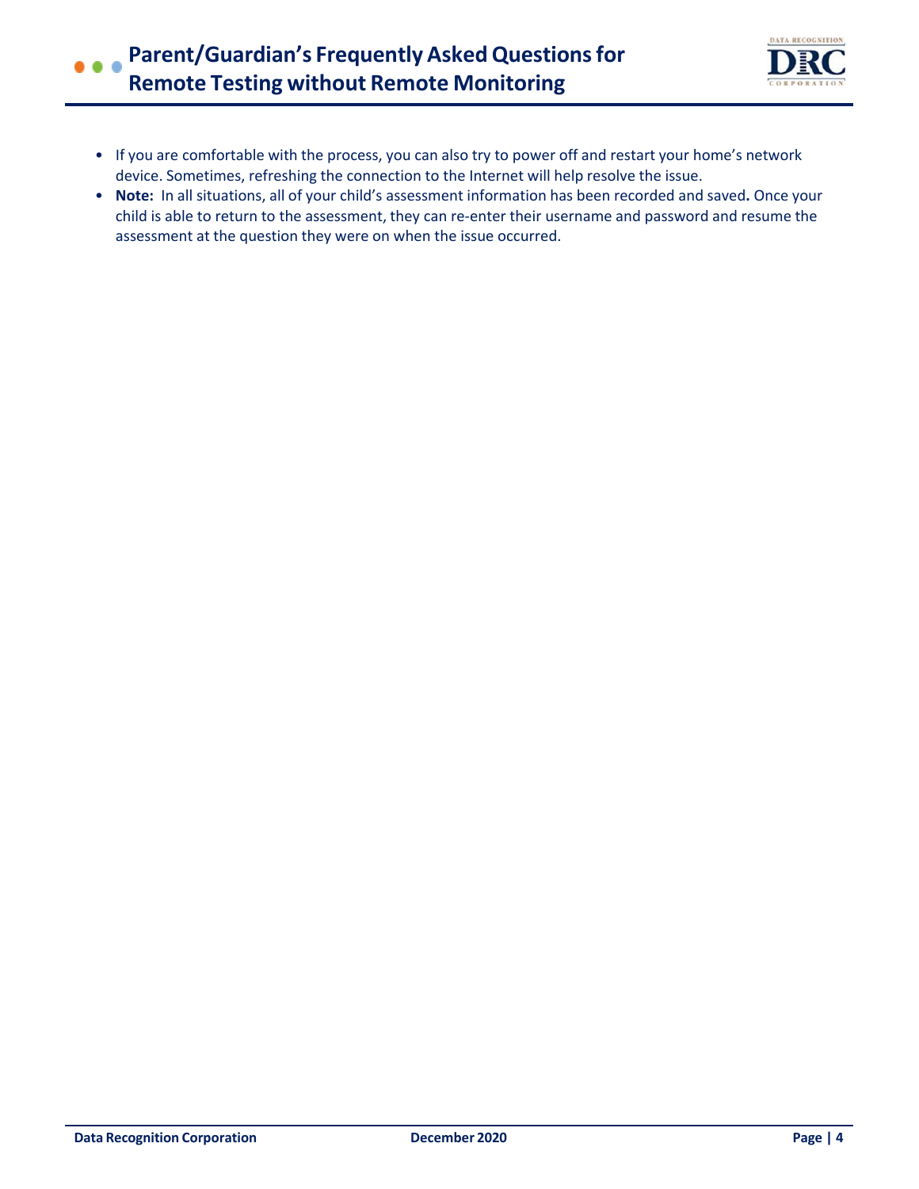- If you are comfortable with the process, you can also try to power off and restart your home's network device. Sometimes, refreshing the connection to the Internet will help resolve the issue.
- **Note:** In all situations, all of your child's assessment information has been recorded and saved**.** Once your child is able to return to the assessment, they can re-enter their username and password and resume the assessment at the question they were on when the issue occurred.